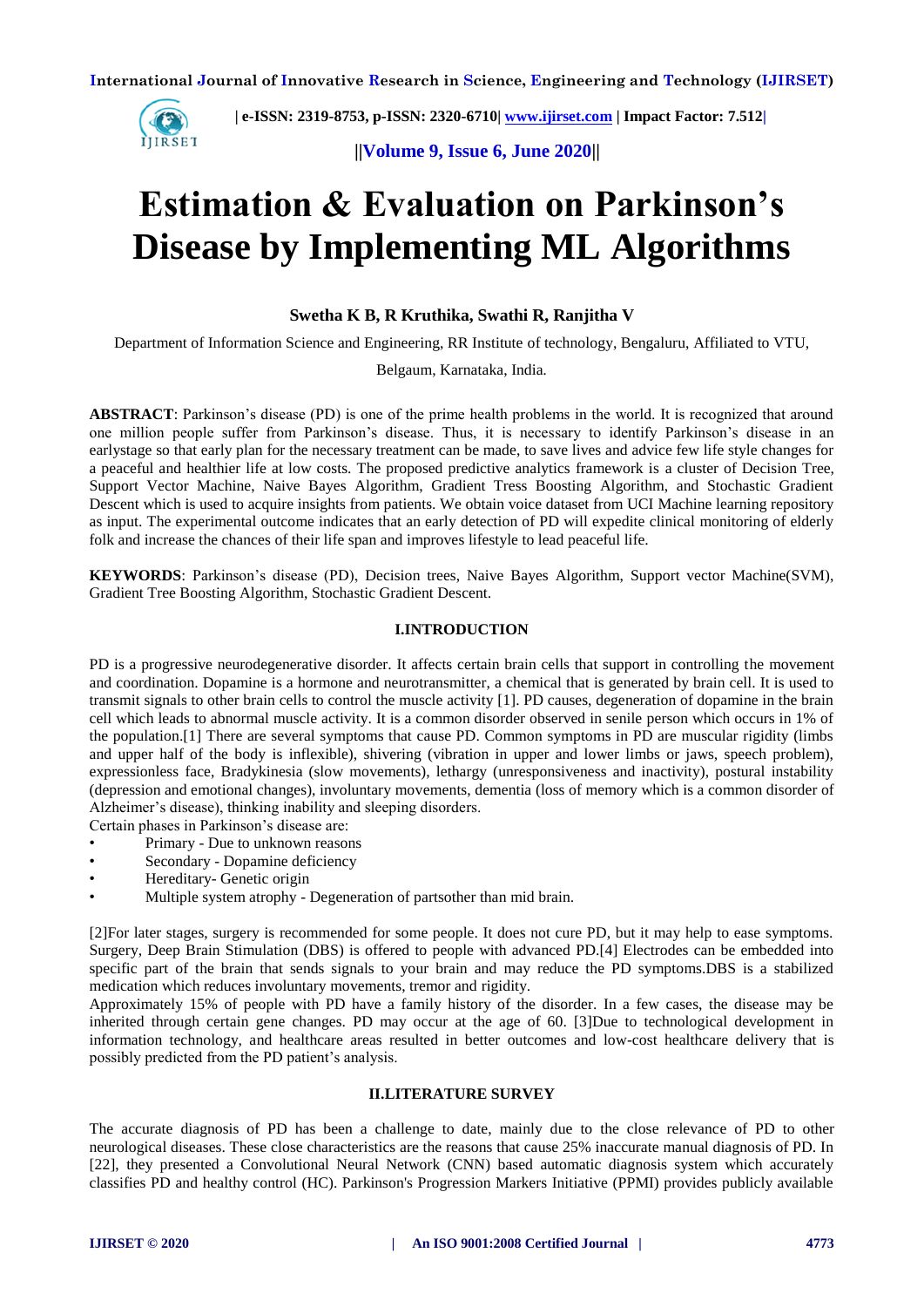# Estimation & Evaluation on Parkinson's Disease by Implementing ML Algorithms

**Swetha K B, R Kruthika, Swathi R, Ranjitha V**

Department of Information Science and Engineering, RR Institute of technology, Bengaluru, Affiliated to VTU, Belgaum, Karnataka, India.

**ABSTRACT**: Parkinson's disease (PD) is one of the prime health problems in the world. It is recognized that around one million people suffer from Parkinson's disease. Thus, it is necessary to identify Parkinson's disease in an earlystage so that early plan for the necessary treatment can be made, to save lives and advice few life style changes for a peaceful and healthier life at low costs. The proposed predictive analytics framework is a cluster of Decision Tree, Support Vector Machine, Naive Bayes Algorithm, Gradient Tress Boosting Algorithm, and Stochastic Gradient Descent which is used to acquire insights from patients. We obtain voice dataset from UCI Machine learning repository as input. The experimental outcome indicates that an early detection of PD will expedite clinical monitoring of elderly folk and increase the chances of their life span and improves lifestyle to lead peaceful life.

**KEYWORDS**: Parkinson's disease (PD), Decision trees, Naive Bayes Algorithm, Support vector Machine(SVM), Gradient Tree Boosting Algorithm, Stochastic Gradient Descent.

## I.INTRODUCTION

PD is a progressive neurodegenerative disorder. It affects certain brain cells that support in controlling the movement and coordination. Dopamine is a hormone and neurotransmitter, a chemical that is generated by brain cell. It is used to transmit signals to other brain cells to control the muscle activity [1]. PD causes, degeneration of dopamine in the brain cell which leads to abnormal muscle activity. It is a common disorder observed in senile person which occurs in 1% of the population.[1] There are several symptoms that cause PD. Common symptoms in PD are muscular rigidity (limbs and upper half of the body is inflexible), shivering (vibration in upper and lower limbs or jaws, speech problem), expressionless face, Bradykinesia (slow movements), lethargy (unresponsiveness and inactivity), postural instability (depression and emotional changes), involuntary movements, dementia (loss of memory which is a common disorder of Alzheimer's disease), thinking inability and sleeping disorders.

Certain phases in Parkinson's disease are:

- Primary - Due to unknown reasons
- Secondary - Dopamine deficiency
- Hereditary- Genetic origin
- Multiple system atrophy - Degeneration of partsother than mid brain.

[2]For later stages, surgery is recommended for some people. It does not cure PD, but it may help to ease symptoms. Surgery, Deep Brain Stimulation (DBS) is offered to people with advanced PD.[4] Electrodes can be embedded into specific part of the brain that sends signals to your brain and may reduce the PD symptoms.DBS is a stabilized medication which reduces involuntary movements, tremor and rigidity.

Approximately 15% of people with PD have a family history of the disorder. In a few cases, the disease may be inherited through certain gene changes. PD may occur at the age of 60. [3]Due to technological development in information technology, and healthcare areas resulted in better outcomes and low-cost healthcare delivery that is possibly predicted from the PD patient's analysis.

## II.LITERATURE SURVEY

The accurate diagnosis of PD has been a challenge to date, mainly due to the close relevance of PD to other neurological diseases. These close characteristics are the reasons that cause 25% inaccurate manual diagnosis of PD. In [22], they presented a Convolutional Neural Network (CNN) based automatic diagnosis system which accurately classifies PD and healthy control (HC). Parkinson's Progression Markers Initiative (PPMI) provides publicly available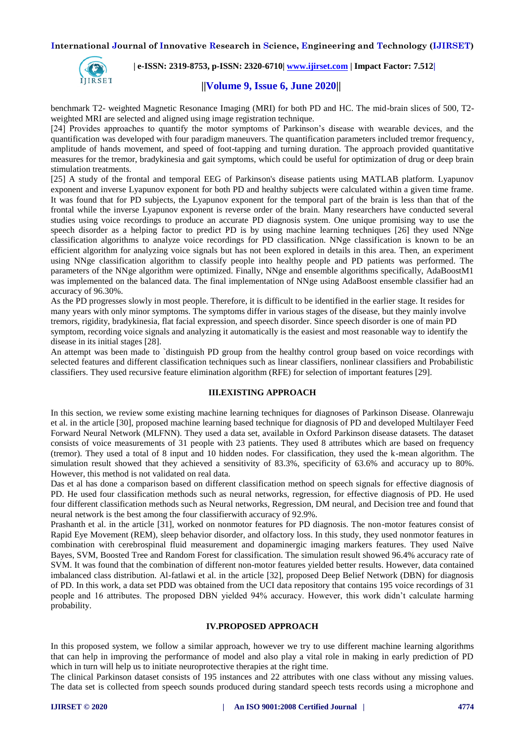benchmark T2- weighted Magnetic Resonance Imaging (MRI) for both PD and HC. The mid-brain slices of 500, T2-weighted MRI are selected and aligned using image registration technique.

[24] Provides approaches to quantify the motor symptoms of Parkinson's disease with wearable devices, and the quantification was developed with four paradigm maneuvers. The quantification parameters included tremor frequency, amplitude of hands movement, and speed of foot-tapping and turning duration. The approach provided quantitative measures for the tremor, bradykinesia and gait symptoms, which could be useful for optimization of drug or deep brain stimulation treatments.

[25] A study of the frontal and temporal EEG of Parkinson's disease patients using MATLAB platform. Lyapunov exponent and inverse Lyapunov exponent for both PD and healthy subjects were calculated within a given time frame. It was found that for PD subjects, the Lyapunov exponent for the temporal part of the brain is less than that of the frontal while the inverse Lyapunov exponent is reverse order of the brain. Many researchers have conducted several studies using voice recordings to produce an accurate PD diagnosis system. One unique promising way to use the speech disorder as a helping factor to predict PD is by using machine learning techniques [26] they used NNge classification algorithms to analyze voice recordings for PD classification. NNge classification is known to be an efficient algorithm for analyzing voice signals but has not been explored in details in this area. Then, an experiment using NNge classification algorithm to classify people into healthy people and PD patients was performed. The parameters of the NNge algorithm were optimized. Finally, NNge and ensemble algorithms specifically, AdaBoostM1 was implemented on the balanced data. The final implementation of NNge using AdaBoost ensemble classifier had an accuracy of 96.30%.

As the PD progresses slowly in most people. Therefore, it is difficult to be identified in the earlier stage. It resides for many years with only minor symptoms. The symptoms differ in various stages of the disease, but they mainly involve tremors, rigidity, bradykinesia, flat facial expression, and speech disorder. Since speech disorder is one of main PD symptom, recording voice signals and analyzing it automatically is the easiest and most reasonable way to identify the disease in its initial stages [28].

An attempt was been made to `distinguish PD group from the healthy control group based on voice recordings with selected features and different classification techniques such as linear classifiers, nonlinear classifiers and Probabilistic classifiers. They used recursive feature elimination algorithm (RFE) for selection of important features [29].

## III.EXISTING APPROACH

In this section, we review some existing machine learning techniques for diagnoses of Parkinson Disease. Olanrewaju et al. in the article [30], proposed machine learning based technique for diagnosis of PD and developed Multilayer Feed Forward Neural Network (MLFNN). They used a data set, available in Oxford Parkinson disease datasets. The dataset consists of voice measurements of 31 people with 23 patients. They used 8 attributes which are based on frequency (tremor). They used a total of 8 input and 10 hidden nodes. For classification, they used the k-mean algorithm. The simulation result showed that they achieved a sensitivity of 83.3%, specificity of 63.6% and accuracy up to 80%. However, this method is not validated on real data.

Das et al has done a comparison based on different classification method on speech signals for effective diagnosis of PD. He used four classification methods such as neural networks, regression, for effective diagnosis of PD. He used four different classification methods such as Neural networks, Regression, DM neural, and Decision tree and found that neural network is the best among the four classifierwith accuracy of 92.9%.

Prashanth et al. in the article [31], worked on nonmotor features for PD diagnosis. The non-motor features consist of Rapid Eye Movement (REM), sleep behavior disorder, and olfactory loss. In this study, they used nonmotor features in combination with cerebrospinal fluid measurement and dopaminergic imaging markers features. They used Naïve Bayes, SVM, Boosted Tree and Random Forest for classification. The simulation result showed 96.4% accuracy rate of SVM. It was found that the combination of different non-motor features yielded better results. However, data contained imbalanced class distribution. Al-fatlawi et al. in the article [32], proposed Deep Belief Network (DBN) for diagnosis of PD. In this work, a data set PDD was obtained from the UCI data repository that contains 195 voice recordings of 31 people and 16 attributes. The proposed DBN yielded 94% accuracy. However, this work didn't calculate harming probability.

## IV.PROPOSED APPROACH

In this proposed system, we follow a similar approach, however we try to use different machine learning algorithms that can help in improving the performance of model and also play a vital role in making in early prediction of PD which in turn will help us to initiate neuroprotective therapies at the right time.

The clinical Parkinson dataset consists of 195 instances and 22 attributes with one class without any missing values. The data set is collected from speech sounds produced during standard speech tests records using a microphone and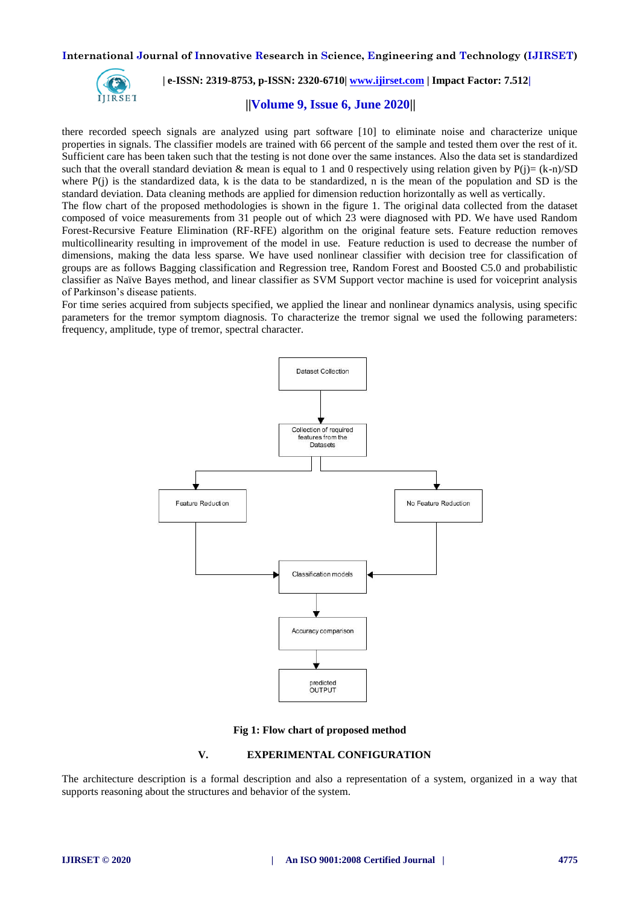there recorded speech signals are analyzed using part software [10] to eliminate noise and characterize unique properties in signals. The classifier models are trained with 66 percent of the sample and tested them over the rest of it. Sufficient care has been taken such that the testing is not done over the same instances. Also the data set is standardized such that the overall standard deviation & mean is equal to 1 and 0 respectively using relation given by $P(j)= (k-n)/SD$ where $P(j)$ is the standardized data, k is the data to be standardized, n is the mean of the population and SD is the standard deviation. Data cleaning methods are applied for dimension reduction horizontally as well as vertically.

The flow chart of the proposed methodologies is shown in the figure 1. The original data collected from the dataset composed of voice measurements from 31 people out of which 23 were diagnosed with PD. We have used Random Forest-Recursive Feature Elimination (RF-RFE) algorithm on the original feature sets. Feature reduction removes multicollinearity resulting in improvement of the model in use. Feature reduction is used to decrease the number of dimensions, making the data less sparse. We have used nonlinear classifier with decision tree for classification of groups are as follows Bagging classification and Regression tree, Random Forest and Boosted C5.0 and probabilistic classifier as Naïve Bayes method, and linear classifier as SVM Support vector machine is used for voiceprint analysis of Parkinson's disease patients.

For time series acquired from subjects specified, we applied the linear and nonlinear dynamics analysis, using specific parameters for the tremor symptom diagnosis. To characterize the tremor signal we used the following parameters: frequency, amplitude, type of tremor, spectral character.

Dataset Collection → Collection of required features from the Datasets → Feature Reduction / No Feature Reduction → Classification models → Accuracy comparison → predicted OUTPUT

**Fig 1: Flow chart of proposed method**

## V. EXPERIMENTAL CONFIGURATION

The architecture description is a formal description and also a representation of a system, organized in a way that supports reasoning about the structures and behavior of the system.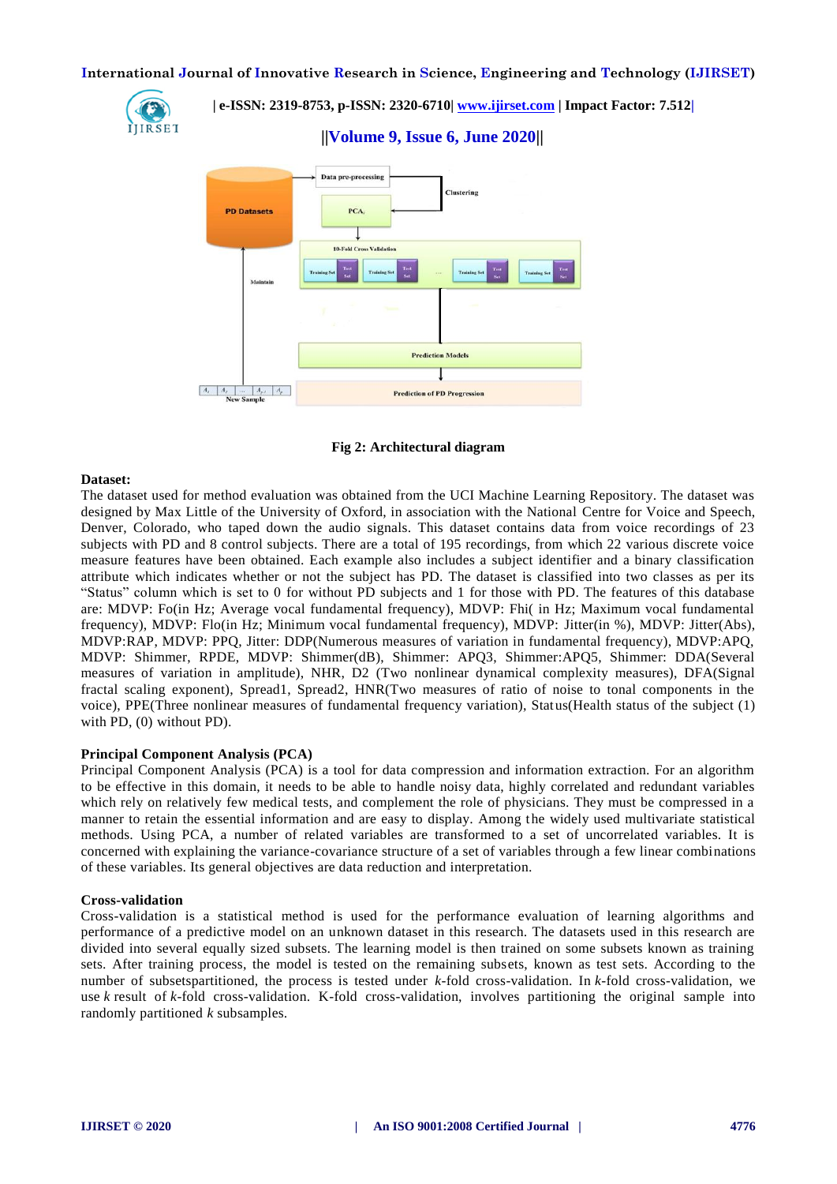Fig 2: Architectural diagram

**Dataset:**

The dataset used for method evaluation was obtained from the UCI Machine Learning Repository. The dataset was designed by Max Little of the University of Oxford, in association with the National Centre for Voice and Speech, Denver, Colorado, who taped down the audio signals. This dataset contains data from voice recordings of 23 subjects with PD and 8 control subjects. There are a total of 195 recordings, from which 22 various discrete voice measure features have been obtained. Each example also includes a subject identifier and a binary classification attribute which indicates whether or not the subject has PD. The dataset is classified into two classes as per its "Status" column which is set to 0 for without PD subjects and 1 for those with PD. The features of this database are: MDVP: Fo(in Hz; Average vocal fundamental frequency), MDVP: Fhi( in Hz; Maximum vocal fundamental frequency), MDVP: Flo(in Hz; Minimum vocal fundamental frequency), MDVP: Jitter(in %), MDVP: Jitter(Abs), MDVP:RAP, MDVP: PPQ, Jitter: DDP(Numerous measures of variation in fundamental frequency), MDVP:APQ, MDVP: Shimmer, RPDE, MDVP: Shimmer(dB), Shimmer: APQ3, Shimmer:APQ5, Shimmer: DDA(Several measures of variation in amplitude), NHR, D2 (Two nonlinear dynamical complexity measures), DFA(Signal fractal scaling exponent), Spread1, Spread2, HNR(Two measures of ratio of noise to tonal components in the voice), PPE(Three nonlinear measures of fundamental frequency variation), Status(Health status of the subject (1) with PD, (0) without PD).

**Principal Component Analysis (PCA)**

Principal Component Analysis (PCA) is a tool for data compression and information extraction. For an algorithm to be effective in this domain, it needs to be able to handle noisy data, highly correlated and redundant variables which rely on relatively few medical tests, and complement the role of physicians. They must be compressed in a manner to retain the essential information and are easy to display. Among the widely used multivariate statistical methods. Using PCA, a number of related variables are transformed to a set of uncorrelated variables. It is concerned with explaining the variance-covariance structure of a set of variables through a few linear combinations of these variables. Its general objectives are data reduction and interpretation.

**Cross-validation**

Cross-validation is a statistical method is used for the performance evaluation of learning algorithms and performance of a predictive model on an unknown dataset in this research. The datasets used in this research are divided into several equally sized subsets. The learning model is then trained on some subsets known as training sets. After training process, the model is tested on the remaining subsets, known as test sets. According to the number of subsetspartitioned, the process is tested under *k*-fold cross-validation. In *k*-fold cross-validation, we use *k* result of *k*-fold cross-validation. K-fold cross-validation, involves partitioning the original sample into randomly partitioned *k* subsamples.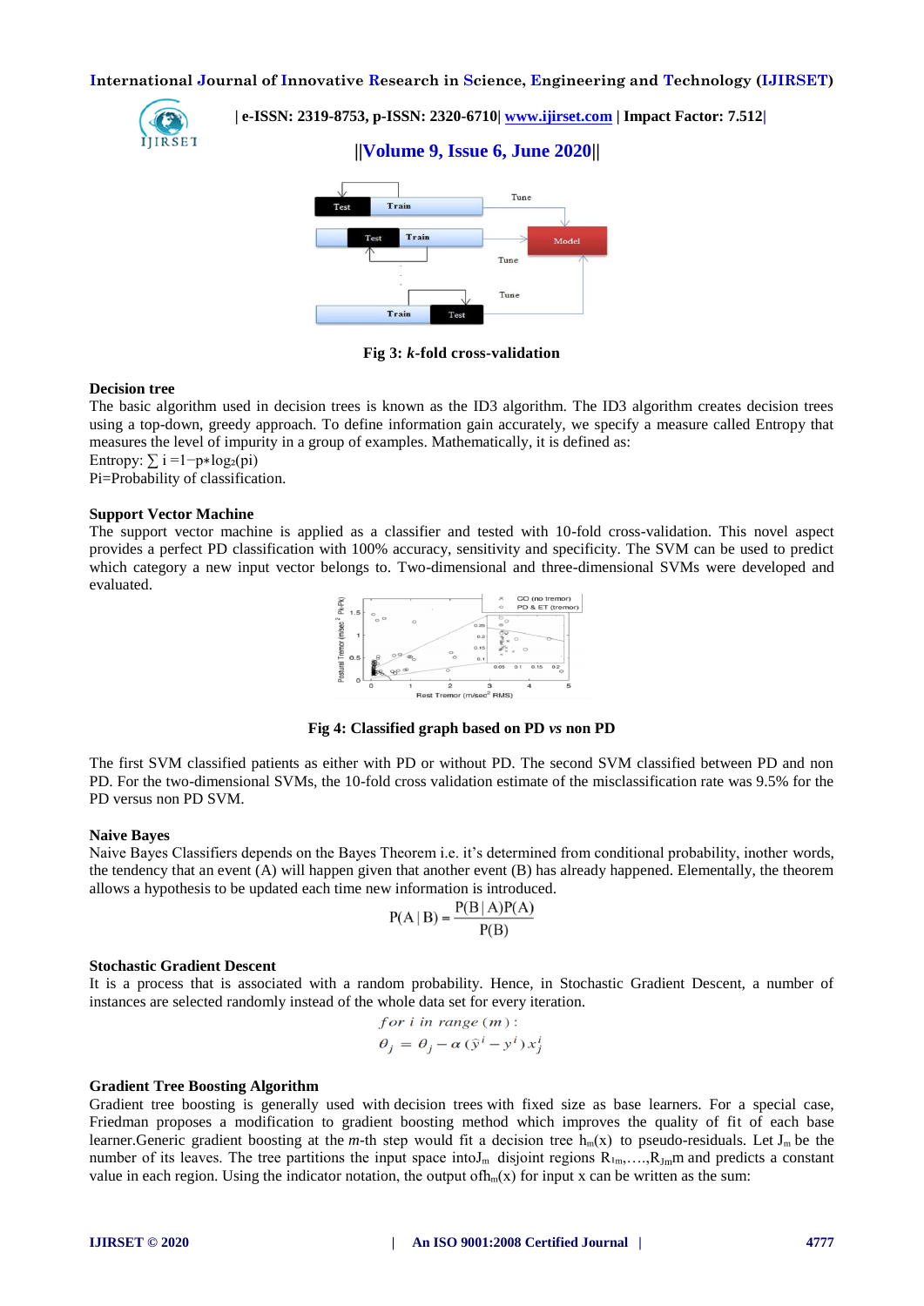Fig 3: *k*-fold cross-validation

**Decision tree**

The basic algorithm used in decision trees is known as the ID3 algorithm. The ID3 algorithm creates decision trees using a top-down, greedy approach. To define information gain accurately, we specify a measure called Entropy that measures the level of impurity in a group of examples. Mathematically, it is defined as:

Entropy: $\sum i = 1 - p * \log_2(pi)$

Pi=Probability of classification.

**Support Vector Machine**

The support vector machine is applied as a classifier and tested with 10-fold cross-validation. This novel aspect provides a perfect PD classification with 100% accuracy, sensitivity and specificity. The SVM can be used to predict which category a new input vector belongs to. Two-dimensional and three-dimensional SVMs were developed and evaluated.

Fig 4: Classified graph based on PD *vs* non PD

The first SVM classified patients as either with PD or without PD. The second SVM classified between PD and non PD. For the two-dimensional SVMs, the 10-fold cross validation estimate of the misclassification rate was 9.5% for the PD versus non PD SVM.

**Naive Bayes**

Naive Bayes Classifiers depends on the Bayes Theorem i.e. it's determined from conditional probability, inother words, the tendency that an event (A) will happen given that another event (B) has already happened. Elementally, the theorem allows a hypothesis to be updated each time new information is introduced.

$$P(A \mid B) = \frac{P(B \mid A)P(A)}{P(B)}$$

**Stochastic Gradient Descent**

It is a process that is associated with a random probability. Hence, in Stochastic Gradient Descent, a number of instances are selected randomly instead of the whole data set for every iteration.

$$for\ i\ in\ range\ (m):$$
$$\theta_j = \theta_j - \alpha\,(\hat{y}^i - y^i)\,x_j^i$$

**Gradient Tree Boosting Algorithm**

Gradient tree boosting is generally used with decision trees with fixed size as base learners. For a special case, Friedman proposes a modification to gradient boosting method which improves the quality of fit of each base learner.Generic gradient boosting at the *m*-th step would fit a decision tree $h_m(x)$ to pseudo-residuals. Let $J_m$ be the number of its leaves. The tree partitions the input space into$J_m$ disjoint regions $R_{1m}, \ldots, R_{J_m m}$ and predicts a constant value in each region. Using the indicator notation, the output of$h_m(x)$ for input x can be written as the sum: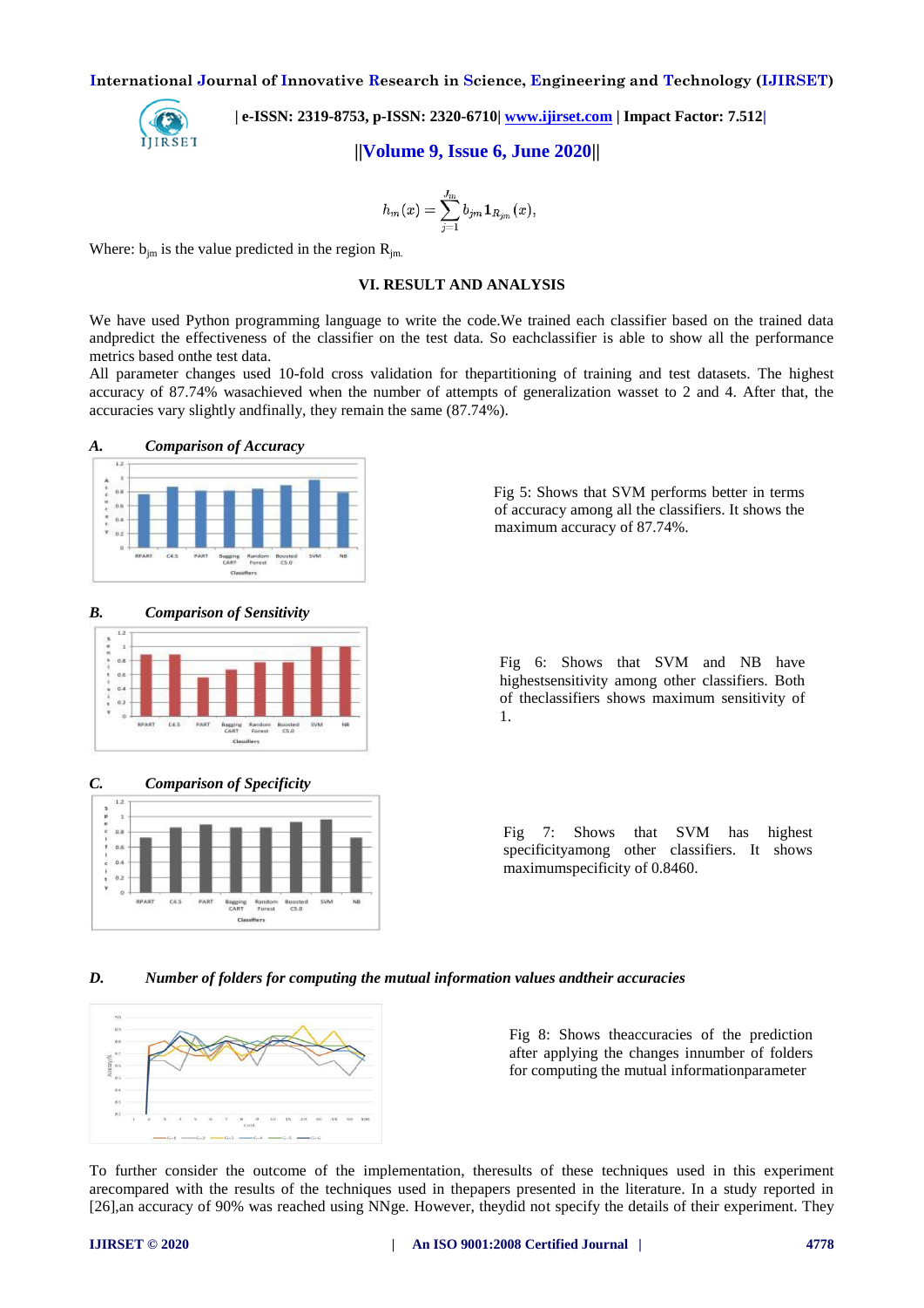$$h_m(x) = \sum_{j=1}^{J_m} b_{jm} \mathbf{1}_{R_{jm}}(x),$$

Where: $b_{jm}$ is the value predicted in the region $R_{jm}$.

## VI. RESULT AND ANALYSIS

We have used Python programming language to write the code.We trained each classifier based on the trained data andpredict the effectiveness of the classifier on the test data. So eachclassifier is able to show all the performance metrics based onthe test data.

All parameter changes used 10-fold cross validation for thepartitioning of training and test datasets. The highest accuracy of 87.74% wasachieved when the number of attempts of generalization wasset to 2 and 4. After that, the accuracies vary slightly andfinally, they remain the same (87.74%).

### *A. Comparison of Accuracy*

Fig 5: Shows that SVM performs better in terms of accuracy among all the classifiers. It shows the maximum accuracy of 87.74%.

### *B. Comparison of Sensitivity*

Fig 6: Shows that SVM and NB have highestsensitivity among other classifiers. Both of theclassifiers shows maximum sensitivity of 1.

### *C. Comparison of Specificity*

Fig 7: Shows that SVM has highest specificityamong other classifiers. It shows maximumspecificity of 0.8460.

### *D. Number of folders for computing the mutual information values andtheir accuracies*

Fig 8: Shows theaccuracies of the prediction after applying the changes innumber of folders for computing the mutual informationparameter

To further consider the outcome of the implementation, theresults of these techniques used in this experiment arecompared with the results of the techniques used in thepapers presented in the literature. In a study reported in [26],an accuracy of 90% was reached using NNge. However, theydid not specify the details of their experiment. They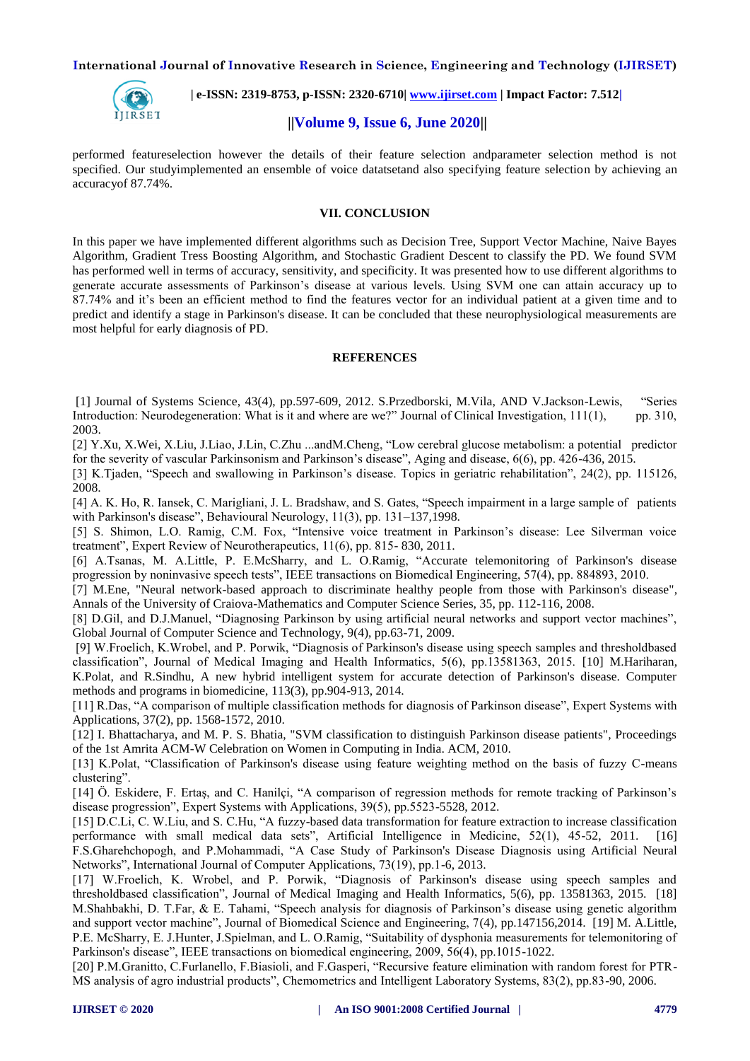performed featureselection however the details of their feature selection andparameter selection method is not specified. Our studyimplemented an ensemble of voice datatsetand also specifying feature selection by achieving an accuracyof 87.74%.

## VII. CONCLUSION

In this paper we have implemented different algorithms such as Decision Tree, Support Vector Machine, Naive Bayes Algorithm, Gradient Tress Boosting Algorithm, and Stochastic Gradient Descent to classify the PD. We found SVM has performed well in terms of accuracy, sensitivity, and specificity. It was presented how to use different algorithms to generate accurate assessments of Parkinson's disease at various levels. Using SVM one can attain accuracy up to 87.74% and it's been an efficient method to find the features vector for an individual patient at a given time and to predict and identify a stage in Parkinson's disease. It can be concluded that these neurophysiological measurements are most helpful for early diagnosis of PD.

## REFERENCES

[1] Journal of Systems Science, 43(4), pp.597-609, 2012. S.Przedborski, M.Vila, AND V.Jackson-Lewis, "Series Introduction: Neurodegeneration: What is it and where are we?" Journal of Clinical Investigation, 111(1), pp. 310, 2003.

[2] Y.Xu, X.Wei, X.Liu, J.Liao, J.Lin, C.Zhu ...andM.Cheng, "Low cerebral glucose metabolism: a potential predictor for the severity of vascular Parkinsonism and Parkinson's disease", Aging and disease, 6(6), pp. 426-436, 2015.

[3] K.Tjaden, "Speech and swallowing in Parkinson's disease. Topics in geriatric rehabilitation", 24(2), pp. 115126, 2008.

[4] A. K. Ho, R. Iansek, C. Marigliani, J. L. Bradshaw, and S. Gates, "Speech impairment in a large sample of patients with Parkinson's disease", Behavioural Neurology, 11(3), pp. 131–137,1998.

[5] S. Shimon, L.O. Ramig, C.M. Fox, "Intensive voice treatment in Parkinson's disease: Lee Silverman voice treatment", Expert Review of Neurotherapeutics, 11(6), pp. 815- 830, 2011.

[6] A.Tsanas, M. A.Little, P. E.McSharry, and L. O.Ramig, "Accurate telemonitoring of Parkinson's disease progression by noninvasive speech tests", IEEE transactions on Biomedical Engineering, 57(4), pp. 884893, 2010.

[7] M.Ene, "Neural network-based approach to discriminate healthy people from those with Parkinson's disease", Annals of the University of Craiova-Mathematics and Computer Science Series, 35, pp. 112-116, 2008.

[8] D.Gil, and D.J.Manuel, "Diagnosing Parkinson by using artificial neural networks and support vector machines", Global Journal of Computer Science and Technology, 9(4), pp.63-71, 2009.

[9] W.Froelich, K.Wrobel, and P. Porwik, "Diagnosis of Parkinson's disease using speech samples and thresholdbased classification", Journal of Medical Imaging and Health Informatics, 5(6), pp.13581363, 2015. [10] M.Hariharan, K.Polat, and R.Sindhu, A new hybrid intelligent system for accurate detection of Parkinson's disease. Computer methods and programs in biomedicine, 113(3), pp.904-913, 2014.

[11] R.Das, "A comparison of multiple classification methods for diagnosis of Parkinson disease", Expert Systems with Applications, 37(2), pp. 1568-1572, 2010.

[12] I. Bhattacharya, and M. P. S. Bhatia, "SVM classification to distinguish Parkinson disease patients", Proceedings of the 1st Amrita ACM-W Celebration on Women in Computing in India. ACM, 2010.

[13] K.Polat, "Classification of Parkinson's disease using feature weighting method on the basis of fuzzy C-means clustering".

[14] Ö. Eskidere, F. Ertaş, and C. Hanilçi, "A comparison of regression methods for remote tracking of Parkinson's disease progression", Expert Systems with Applications, 39(5), pp.5523-5528, 2012.

[15] D.C.Li, C. W.Liu, and S. C.Hu, "A fuzzy-based data transformation for feature extraction to increase classification performance with small medical data sets", Artificial Intelligence in Medicine, 52(1), 45-52, 2011. [16] F.S.Gharehchopogh, and P.Mohammadi, "A Case Study of Parkinson's Disease Diagnosis using Artificial Neural Networks", International Journal of Computer Applications, 73(19), pp.1-6, 2013.

[17] W.Froelich, K. Wrobel, and P. Porwik, "Diagnosis of Parkinson's disease using speech samples and thresholdbased classification", Journal of Medical Imaging and Health Informatics, 5(6), pp. 13581363, 2015. [18] M.Shahbakhi, D. T.Far, & E. Tahami, "Speech analysis for diagnosis of Parkinson's disease using genetic algorithm and support vector machine", Journal of Biomedical Science and Engineering, 7(4), pp.147156,2014. [19] M. A.Little, P.E. McSharry, E. J.Hunter, J.Spielman, and L. O.Ramig, "Suitability of dysphonia measurements for telemonitoring of Parkinson's disease", IEEE transactions on biomedical engineering, 2009, 56(4), pp.1015-1022.

[20] P.M.Granitto, C.Furlanello, F.Biasioli, and F.Gasperi, "Recursive feature elimination with random forest for PTR-MS analysis of agro industrial products", Chemometrics and Intelligent Laboratory Systems, 83(2), pp.83-90, 2006.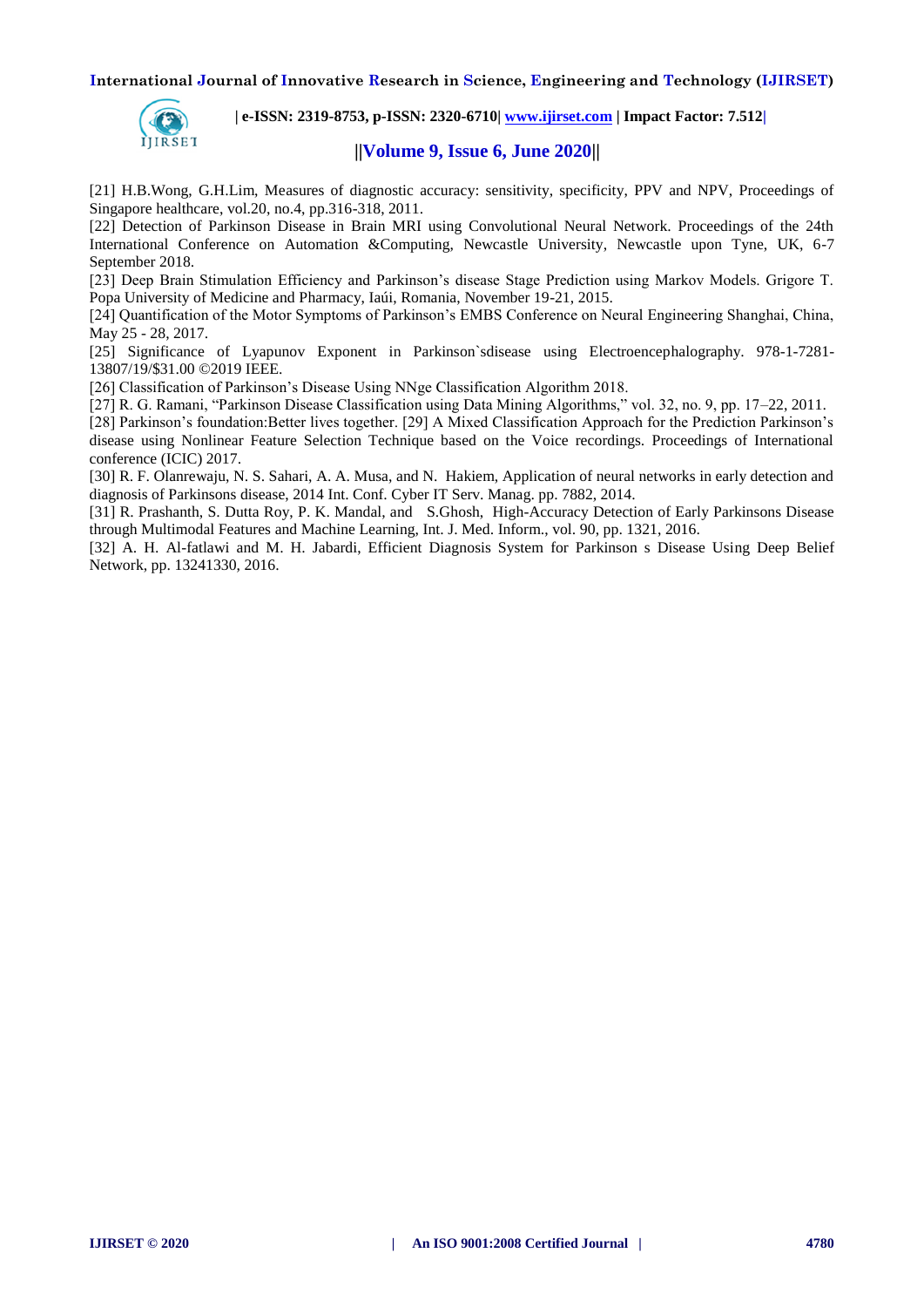[21] H.B.Wong, G.H.Lim, Measures of diagnostic accuracy: sensitivity, specificity, PPV and NPV, Proceedings of Singapore healthcare, vol.20, no.4, pp.316-318, 2011.

[22] Detection of Parkinson Disease in Brain MRI using Convolutional Neural Network. Proceedings of the 24th International Conference on Automation &Computing, Newcastle University, Newcastle upon Tyne, UK, 6-7 September 2018.

[23] Deep Brain Stimulation Efficiency and Parkinson's disease Stage Prediction using Markov Models. Grigore T. Popa University of Medicine and Pharmacy, Iaúi, Romania, November 19-21, 2015.

[24] Quantification of the Motor Symptoms of Parkinson's EMBS Conference on Neural Engineering Shanghai, China, May 25 - 28, 2017.

[25] Significance of Lyapunov Exponent in Parkinson`sdisease using Electroencephalography. 978-1-7281-13807/19/$31.00 ©2019 IEEE.

[26] Classification of Parkinson's Disease Using NNge Classification Algorithm 2018.

[27] R. G. Ramani, "Parkinson Disease Classification using Data Mining Algorithms," vol. 32, no. 9, pp. 17–22, 2011.

[28] Parkinson's foundation:Better lives together. [29] A Mixed Classification Approach for the Prediction Parkinson's disease using Nonlinear Feature Selection Technique based on the Voice recordings. Proceedings of International conference (ICIC) 2017.

[30] R. F. Olanrewaju, N. S. Sahari, A. A. Musa, and N. Hakiem, Application of neural networks in early detection and diagnosis of Parkinsons disease, 2014 Int. Conf. Cyber IT Serv. Manag. pp. 7882, 2014.

[31] R. Prashanth, S. Dutta Roy, P. K. Mandal, and S.Ghosh, High-Accuracy Detection of Early Parkinsons Disease through Multimodal Features and Machine Learning, Int. J. Med. Inform., vol. 90, pp. 1321, 2016.

[32] A. H. Al-fatlawi and M. H. Jabardi, Efficient Diagnosis System for Parkinson s Disease Using Deep Belief Network, pp. 13241330, 2016.